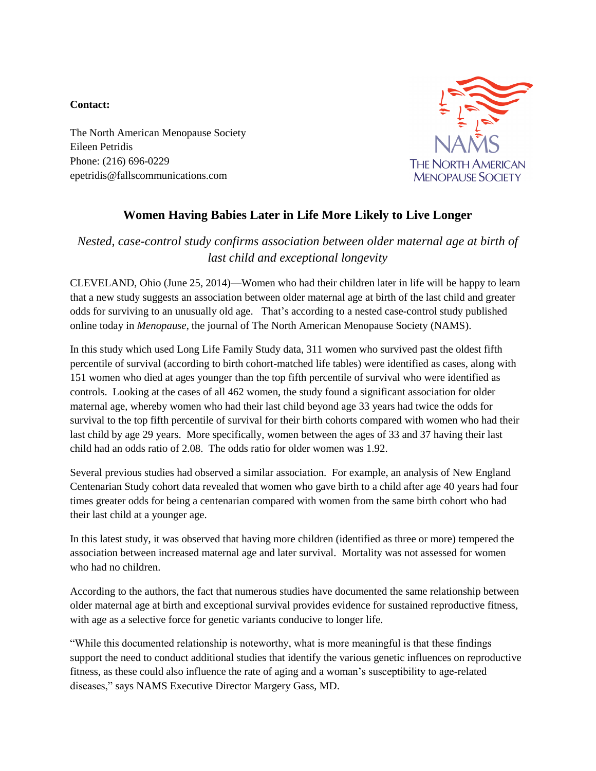**Contact:**

The North American Menopause Society
Eileen Petridis
Phone: (216) 696-0229
epetridis@fallscommunications.com

NAMS
THE NORTH AMERICAN MENOPAUSE SOCIETY

# Women Having Babies Later in Life More Likely to Live Longer

*Nested, case-control study confirms association between older maternal age at birth of last child and exceptional longevity*

CLEVELAND, Ohio (June 25, 2014)—Women who had their children later in life will be happy to learn that a new study suggests an association between older maternal age at birth of the last child and greater odds for surviving to an unusually old age. That's according to a nested case-control study published online today in *Menopause*, the journal of The North American Menopause Society (NAMS).

In this study which used Long Life Family Study data, 311 women who survived past the oldest fifth percentile of survival (according to birth cohort-matched life tables) were identified as cases, along with 151 women who died at ages younger than the top fifth percentile of survival who were identified as controls. Looking at the cases of all 462 women, the study found a significant association for older maternal age, whereby women who had their last child beyond age 33 years had twice the odds for survival to the top fifth percentile of survival for their birth cohorts compared with women who had their last child by age 29 years. More specifically, women between the ages of 33 and 37 having their last child had an odds ratio of 2.08. The odds ratio for older women was 1.92.

Several previous studies had observed a similar association. For example, an analysis of New England Centenarian Study cohort data revealed that women who gave birth to a child after age 40 years had four times greater odds for being a centenarian compared with women from the same birth cohort who had their last child at a younger age.

In this latest study, it was observed that having more children (identified as three or more) tempered the association between increased maternal age and later survival. Mortality was not assessed for women who had no children.

According to the authors, the fact that numerous studies have documented the same relationship between older maternal age at birth and exceptional survival provides evidence for sustained reproductive fitness, with age as a selective force for genetic variants conducive to longer life.

"While this documented relationship is noteworthy, what is more meaningful is that these findings support the need to conduct additional studies that identify the various genetic influences on reproductive fitness, as these could also influence the rate of aging and a woman's susceptibility to age-related diseases," says NAMS Executive Director Margery Gass, MD.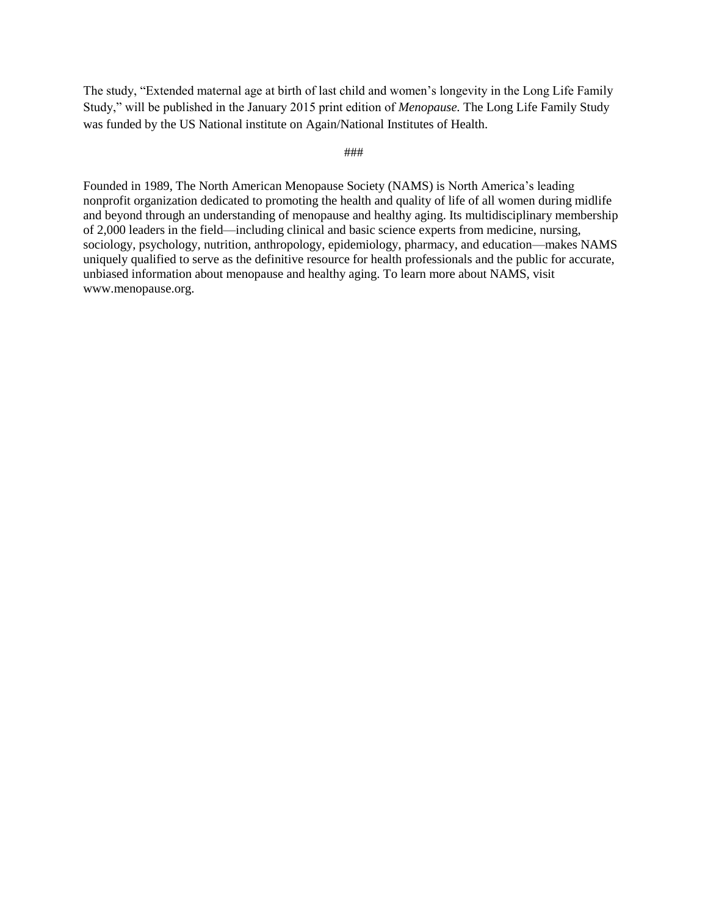The study, “Extended maternal age at birth of last child and women’s longevity in the Long Life Family Study,” will be published in the January 2015 print edition of *Menopause.* The Long Life Family Study was funded by the US National institute on Again/National Institutes of Health.

###

Founded in 1989, The North American Menopause Society (NAMS) is North America’s leading nonprofit organization dedicated to promoting the health and quality of life of all women during midlife and beyond through an understanding of menopause and healthy aging. Its multidisciplinary membership of 2,000 leaders in the field—including clinical and basic science experts from medicine, nursing, sociology, psychology, nutrition, anthropology, epidemiology, pharmacy, and education—makes NAMS uniquely qualified to serve as the definitive resource for health professionals and the public for accurate, unbiased information about menopause and healthy aging. To learn more about NAMS, visit www.menopause.org.